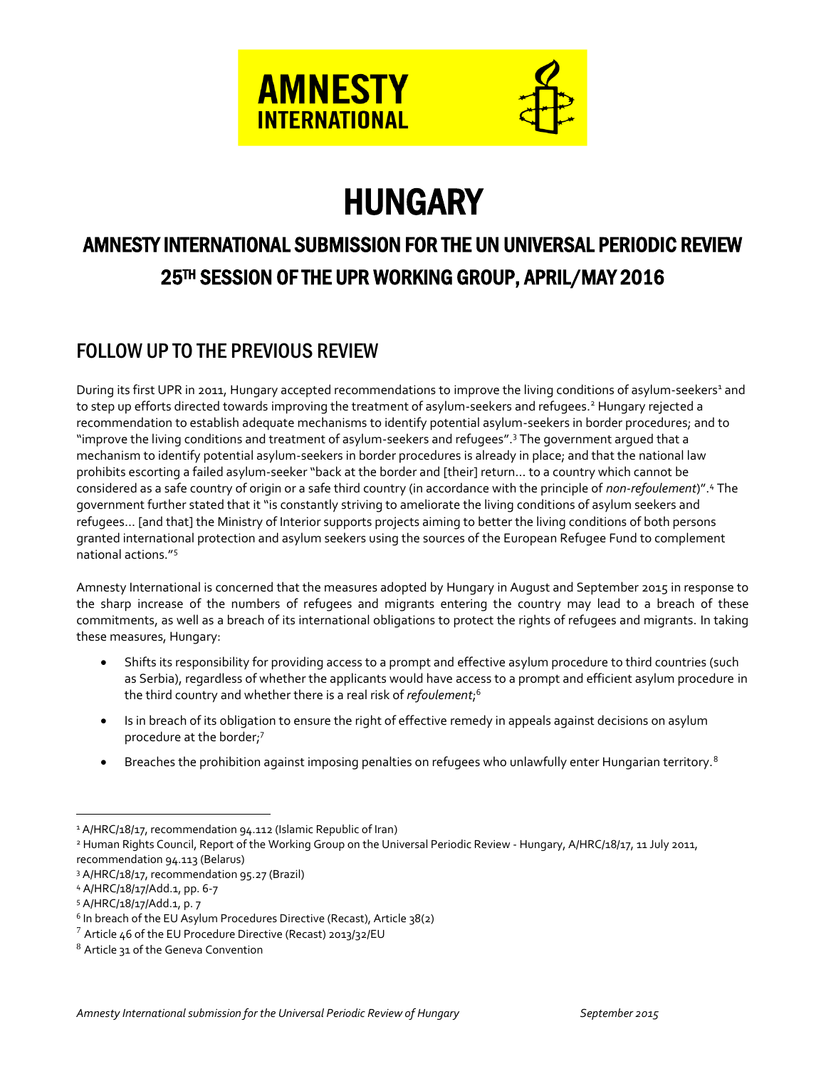AMNESTY INTERNATIONAL

# HUNGARY

## AMNESTY INTERNATIONAL SUBMISSION FOR THE UN UNIVERSAL PERIODIC REVIEW 25TH SESSION OF THE UPR WORKING GROUP, APRIL/MAY 2016

## FOLLOW UP TO THE PREVIOUS REVIEW

During its first UPR in 2011, Hungary accepted recommendations to improve the living conditions of asylum-seekers[1] and to step up efforts directed towards improving the treatment of asylum-seekers and refugees.[2] Hungary rejected a recommendation to establish adequate mechanisms to identify potential asylum-seekers in border procedures; and to "improve the living conditions and treatment of asylum-seekers and refugees".[3] The government argued that a mechanism to identify potential asylum-seekers in border procedures is already in place; and that the national law prohibits escorting a failed asylum-seeker "back at the border and [their] return… to a country which cannot be considered as a safe country of origin or a safe third country (in accordance with the principle of *non-refoulement*)".[4] The government further stated that it "is constantly striving to ameliorate the living conditions of asylum seekers and refugees… [and that] the Ministry of Interior supports projects aiming to better the living conditions of both persons granted international protection and asylum seekers using the sources of the European Refugee Fund to complement national actions."[5]

Amnesty International is concerned that the measures adopted by Hungary in August and September 2015 in response to the sharp increase of the numbers of refugees and migrants entering the country may lead to a breach of these commitments, as well as a breach of its international obligations to protect the rights of refugees and migrants. In taking these measures, Hungary:

- Shifts its responsibility for providing access to a prompt and effective asylum procedure to third countries (such as Serbia), regardless of whether the applicants would have access to a prompt and efficient asylum procedure in the third country and whether there is a real risk of *refoulement*;[6]
- Is in breach of its obligation to ensure the right of effective remedy in appeals against decisions on asylum procedure at the border;[7]
- Breaches the prohibition against imposing penalties on refugees who unlawfully enter Hungarian territory.[8]

---

[1] A/HRC/18/17, recommendation 94.112 (Islamic Republic of Iran)

[2] Human Rights Council, Report of the Working Group on the Universal Periodic Review - Hungary, A/HRC/18/17, 11 July 2011, recommendation 94.113 (Belarus)

[3] A/HRC/18/17, recommendation 95.27 (Brazil)

[4] A/HRC/18/17/Add.1, pp. 6-7

[5] A/HRC/18/17/Add.1, p. 7

[6] In breach of the EU Asylum Procedures Directive (Recast), Article 38(2)

[7] Article 46 of the EU Procedure Directive (Recast) 2013/32/EU

[8] Article 31 of the Geneva Convention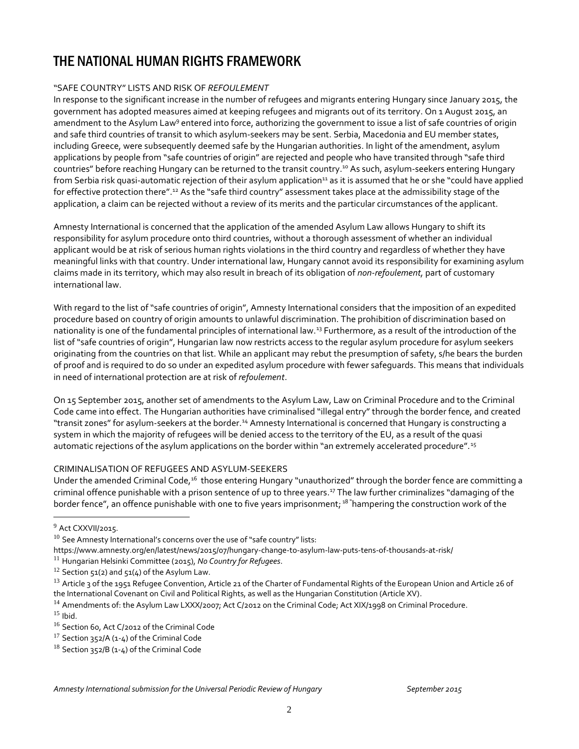# THE NATIONAL HUMAN RIGHTS FRAMEWORK

"SAFE COUNTRY" LISTS AND RISK OF *REFOULEMENT*

In response to the significant increase in the number of refugees and migrants entering Hungary since January 2015, the government has adopted measures aimed at keeping refugees and migrants out of its territory. On 1 August 2015, an amendment to the Asylum Law[9] entered into force, authorizing the government to issue a list of safe countries of origin and safe third countries of transit to which asylum-seekers may be sent. Serbia, Macedonia and EU member states, including Greece, were subsequently deemed safe by the Hungarian authorities. In light of the amendment, asylum applications by people from "safe countries of origin" are rejected and people who have transited through "safe third countries" before reaching Hungary can be returned to the transit country.[10] As such, asylum-seekers entering Hungary from Serbia risk quasi-automatic rejection of their asylum application[11] as it is assumed that he or she "could have applied for effective protection there".[12] As the "safe third country" assessment takes place at the admissibility stage of the application, a claim can be rejected without a review of its merits and the particular circumstances of the applicant.

Amnesty International is concerned that the application of the amended Asylum Law allows Hungary to shift its responsibility for asylum procedure onto third countries, without a thorough assessment of whether an individual applicant would be at risk of serious human rights violations in the third country and regardless of whether they have meaningful links with that country. Under international law, Hungary cannot avoid its responsibility for examining asylum claims made in its territory, which may also result in breach of its obligation of *non-refoulement*, part of customary international law.

With regard to the list of "safe countries of origin", Amnesty International considers that the imposition of an expedited procedure based on country of origin amounts to unlawful discrimination. The prohibition of discrimination based on nationality is one of the fundamental principles of international law.[13] Furthermore, as a result of the introduction of the list of "safe countries of origin", Hungarian law now restricts access to the regular asylum procedure for asylum seekers originating from the countries on that list. While an applicant may rebut the presumption of safety, s/he bears the burden of proof and is required to do so under an expedited asylum procedure with fewer safeguards. This means that individuals in need of international protection are at risk of *refoulement*.

On 15 September 2015, another set of amendments to the Asylum Law, Law on Criminal Procedure and to the Criminal Code came into effect. The Hungarian authorities have criminalised "illegal entry" through the border fence, and created "transit zones" for asylum-seekers at the border.[14] Amnesty International is concerned that Hungary is constructing a system in which the majority of refugees will be denied access to the territory of the EU, as a result of the quasi automatic rejections of the asylum applications on the border within "an extremely accelerated procedure".[15]

CRIMINALISATION OF REFUGEES AND ASYLUM-SEEKERS

Under the amended Criminal Code,[16] those entering Hungary "unauthorized" through the border fence are committing a criminal offence punishable with a prison sentence of up to three years.[17] The law further criminalizes "damaging of the border fence", an offence punishable with one to five years imprisonment;[18] "hampering the construction work of the

---

[9] Act CXXVII/2015.

[10] See Amnesty International's concerns over the use of "safe country" lists: https://www.amnesty.org/en/latest/news/2015/07/hungary-change-to-asylum-law-puts-tens-of-thousands-at-risk/

[11] Hungarian Helsinki Committee (2015), *No Country for Refugees*.

[12] Section 51(2) and 51(4) of the Asylum Law.

[13] Article 3 of the 1951 Refugee Convention, Article 21 of the Charter of Fundamental Rights of the European Union and Article 26 of the International Covenant on Civil and Political Rights, as well as the Hungarian Constitution (Article XV).

[14] Amendments of: the Asylum Law LXXX/2007; Act C/2012 on the Criminal Code; Act XIX/1998 on Criminal Procedure.

[15] Ibid.

[16] Section 60, Act C/2012 of the Criminal Code

[17] Section 352/A (1-4) of the Criminal Code

[18] Section 352/B (1-4) of the Criminal Code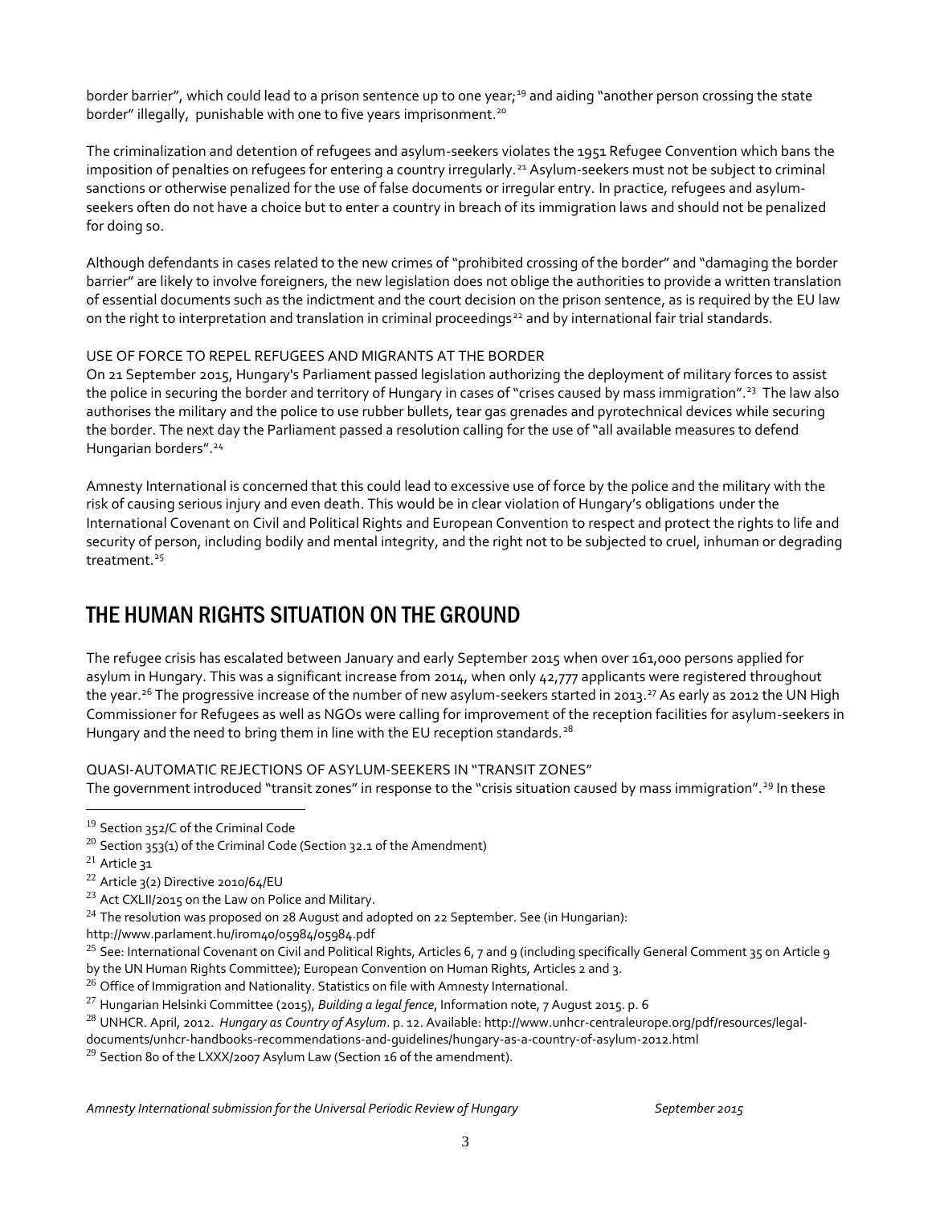border barrier", which could lead to a prison sentence up to one year;[19] and aiding "another person crossing the state border" illegally, punishable with one to five years imprisonment.[20]

The criminalization and detention of refugees and asylum-seekers violates the 1951 Refugee Convention which bans the imposition of penalties on refugees for entering a country irregularly.[21] Asylum-seekers must not be subject to criminal sanctions or otherwise penalized for the use of false documents or irregular entry. In practice, refugees and asylum-seekers often do not have a choice but to enter a country in breach of its immigration laws and should not be penalized for doing so.

Although defendants in cases related to the new crimes of "prohibited crossing of the border" and "damaging the border barrier" are likely to involve foreigners, the new legislation does not oblige the authorities to provide a written translation of essential documents such as the indictment and the court decision on the prison sentence, as is required by the EU law on the right to interpretation and translation in criminal proceedings[22] and by international fair trial standards.

USE OF FORCE TO REPEL REFUGEES AND MIGRANTS AT THE BORDER

On 21 September 2015, Hungary's Parliament passed legislation authorizing the deployment of military forces to assist the police in securing the border and territory of Hungary in cases of "crises caused by mass immigration".[23] The law also authorises the military and the police to use rubber bullets, tear gas grenades and pyrotechnical devices while securing the border. The next day the Parliament passed a resolution calling for the use of "all available measures to defend Hungarian borders".[24]

Amnesty International is concerned that this could lead to excessive use of force by the police and the military with the risk of causing serious injury and even death. This would be in clear violation of Hungary's obligations under the International Covenant on Civil and Political Rights and European Convention to respect and protect the rights to life and security of person, including bodily and mental integrity, and the right not to be subjected to cruel, inhuman or degrading treatment.[25]

## THE HUMAN RIGHTS SITUATION ON THE GROUND

The refugee crisis has escalated between January and early September 2015 when over 161,000 persons applied for asylum in Hungary. This was a significant increase from 2014, when only 42,777 applicants were registered throughout the year.[26] The progressive increase of the number of new asylum-seekers started in 2013.[27] As early as 2012 the UN High Commissioner for Refugees as well as NGOs were calling for improvement of the reception facilities for asylum-seekers in Hungary and the need to bring them in line with the EU reception standards.[28]

QUASI-AUTOMATIC REJECTIONS OF ASYLUM-SEEKERS IN "TRANSIT ZONES"

The government introduced "transit zones" in response to the "crisis situation caused by mass immigration".[29] In these

---

[19] Section 352/C of the Criminal Code

[20] Section 353(1) of the Criminal Code (Section 32.1 of the Amendment)

[21] Article 31

[22] Article 3(2) Directive 2010/64/EU

[23] Act CXLII/2015 on the Law on Police and Military.

[24] The resolution was proposed on 28 August and adopted on 22 September. See (in Hungarian): http://www.parlament.hu/irom40/05984/05984.pdf

[25] See: International Covenant on Civil and Political Rights, Articles 6, 7 and 9 (including specifically General Comment 35 on Article 9 by the UN Human Rights Committee); European Convention on Human Rights, Articles 2 and 3.

[26] Office of Immigration and Nationality. Statistics on file with Amnesty International.

[27] Hungarian Helsinki Committee (2015), *Building a legal fence*, Information note, 7 August 2015. p. 6

[28] UNHCR. April, 2012. *Hungary as Country of Asylum*. p. 12. Available: http://www.unhcr-centraleurope.org/pdf/resources/legal-documents/unhcr-handbooks-recommendations-and-guidelines/hungary-as-a-country-of-asylum-2012.html

[29] Section 80 of the LXXX/2007 Asylum Law (Section 16 of the amendment).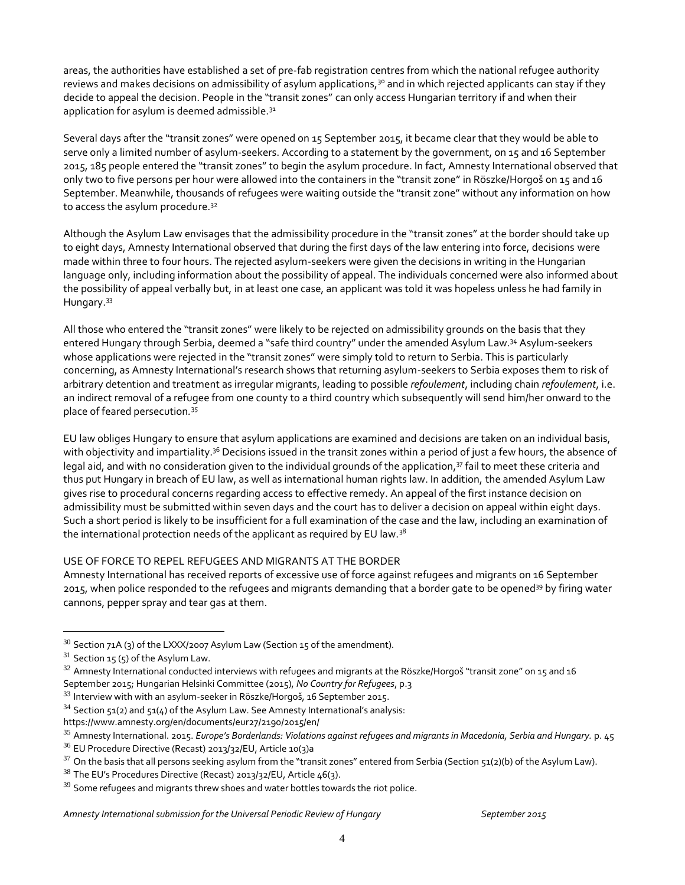areas, the authorities have established a set of pre-fab registration centres from which the national refugee authority reviews and makes decisions on admissibility of asylum applications,[30] and in which rejected applicants can stay if they decide to appeal the decision. People in the "transit zones" can only access Hungarian territory if and when their application for asylum is deemed admissible.[31]

Several days after the "transit zones" were opened on 15 September 2015, it became clear that they would be able to serve only a limited number of asylum-seekers. According to a statement by the government, on 15 and 16 September 2015, 185 people entered the "transit zones" to begin the asylum procedure. In fact, Amnesty International observed that only two to five persons per hour were allowed into the containers in the "transit zone" in Röszke/Horgoš on 15 and 16 September. Meanwhile, thousands of refugees were waiting outside the "transit zone" without any information on how to access the asylum procedure.[32]

Although the Asylum Law envisages that the admissibility procedure in the "transit zones" at the border should take up to eight days, Amnesty International observed that during the first days of the law entering into force, decisions were made within three to four hours. The rejected asylum-seekers were given the decisions in writing in the Hungarian language only, including information about the possibility of appeal. The individuals concerned were also informed about the possibility of appeal verbally but, in at least one case, an applicant was told it was hopeless unless he had family in Hungary.[33]

All those who entered the "transit zones" were likely to be rejected on admissibility grounds on the basis that they entered Hungary through Serbia, deemed a "safe third country" under the amended Asylum Law.[34] Asylum-seekers whose applications were rejected in the "transit zones" were simply told to return to Serbia. This is particularly concerning, as Amnesty International's research shows that returning asylum-seekers to Serbia exposes them to risk of arbitrary detention and treatment as irregular migrants, leading to possible *refoulement*, including chain *refoulement*, i.e. an indirect removal of a refugee from one county to a third country which subsequently will send him/her onward to the place of feared persecution.[35]

EU law obliges Hungary to ensure that asylum applications are examined and decisions are taken on an individual basis, with objectivity and impartiality.[36] Decisions issued in the transit zones within a period of just a few hours, the absence of legal aid, and with no consideration given to the individual grounds of the application,[37] fail to meet these criteria and thus put Hungary in breach of EU law, as well as international human rights law. In addition, the amended Asylum Law gives rise to procedural concerns regarding access to effective remedy. An appeal of the first instance decision on admissibility must be submitted within seven days and the court has to deliver a decision on appeal within eight days. Such a short period is likely to be insufficient for a full examination of the case and the law, including an examination of the international protection needs of the applicant as required by EU law.[38]

USE OF FORCE TO REPEL REFUGEES AND MIGRANTS AT THE BORDER

Amnesty International has received reports of excessive use of force against refugees and migrants on 16 September 2015, when police responded to the refugees and migrants demanding that a border gate to be opened[39] by firing water cannons, pepper spray and tear gas at them.

---

[30] Section 71A (3) of the LXXX/2007 Asylum Law (Section 15 of the amendment).

[31] Section 15 (5) of the Asylum Law.

[32] Amnesty International conducted interviews with refugees and migrants at the Röszke/Horgoš "transit zone" on 15 and 16 September 2015; Hungarian Helsinki Committee (2015), *No Country for Refugees*, p.3

[33] Interview with with an asylum-seeker in Röszke/Horgoš, 16 September 2015.

[34] Section 51(2) and 51(4) of the Asylum Law. See Amnesty International's analysis: https://www.amnesty.org/en/documents/eur27/2190/2015/en/

[35] Amnesty International. 2015. *Europe's Borderlands: Violations against refugees and migrants in Macedonia, Serbia and Hungary.* p. 45

[36] EU Procedure Directive (Recast) 2013/32/EU, Article 10(3)a

[37] On the basis that all persons seeking asylum from the "transit zones" entered from Serbia (Section 51(2)(b) of the Asylum Law).

[38] The EU's Procedures Directive (Recast) 2013/32/EU, Article 46(3).

[39] Some refugees and migrants threw shoes and water bottles towards the riot police.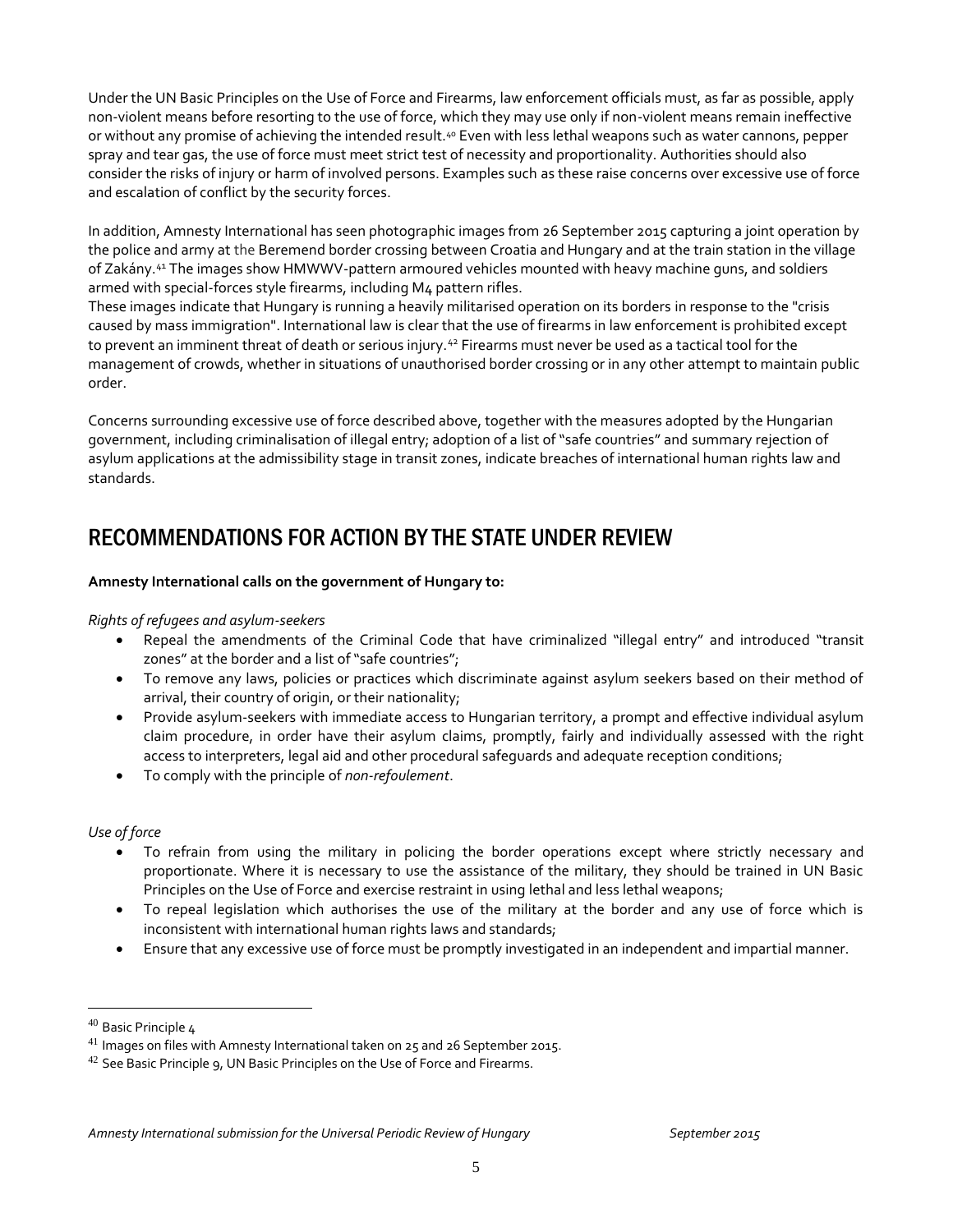Under the UN Basic Principles on the Use of Force and Firearms, law enforcement officials must, as far as possible, apply non-violent means before resorting to the use of force, which they may use only if non-violent means remain ineffective or without any promise of achieving the intended result.[40] Even with less lethal weapons such as water cannons, pepper spray and tear gas, the use of force must meet strict test of necessity and proportionality. Authorities should also consider the risks of injury or harm of involved persons. Examples such as these raise concerns over excessive use of force and escalation of conflict by the security forces.

In addition, Amnesty International has seen photographic images from 26 September 2015 capturing a joint operation by the police and army at the Beremend border crossing between Croatia and Hungary and at the train station in the village of Zakány.[41] The images show HMWWV-pattern armoured vehicles mounted with heavy machine guns, and soldiers armed with special-forces style firearms, including M4 pattern rifles.
These images indicate that Hungary is running a heavily militarised operation on its borders in response to the "crisis caused by mass immigration". International law is clear that the use of firearms in law enforcement is prohibited except to prevent an imminent threat of death or serious injury.[42] Firearms must never be used as a tactical tool for the management of crowds, whether in situations of unauthorised border crossing or in any other attempt to maintain public order.

Concerns surrounding excessive use of force described above, together with the measures adopted by the Hungarian government, including criminalisation of illegal entry; adoption of a list of "safe countries" and summary rejection of asylum applications at the admissibility stage in transit zones, indicate breaches of international human rights law and standards.

## RECOMMENDATIONS FOR ACTION BY THE STATE UNDER REVIEW

**Amnesty International calls on the government of Hungary to:**

*Rights of refugees and asylum-seekers*

- Repeal the amendments of the Criminal Code that have criminalized "illegal entry" and introduced "transit zones" at the border and a list of "safe countries";
- To remove any laws, policies or practices which discriminate against asylum seekers based on their method of arrival, their country of origin, or their nationality;
- Provide asylum-seekers with immediate access to Hungarian territory, a prompt and effective individual asylum claim procedure, in order have their asylum claims, promptly, fairly and individually assessed with the right access to interpreters, legal aid and other procedural safeguards and adequate reception conditions;
- To comply with the principle of *non-refoulement*.

*Use of force*

- To refrain from using the military in policing the border operations except where strictly necessary and proportionate. Where it is necessary to use the assistance of the military, they should be trained in UN Basic Principles on the Use of Force and exercise restraint in using lethal and less lethal weapons;
- To repeal legislation which authorises the use of the military at the border and any use of force which is inconsistent with international human rights laws and standards;
- Ensure that any excessive use of force must be promptly investigated in an independent and impartial manner.

---

[40] Basic Principle 4

[41] Images on files with Amnesty International taken on 25 and 26 September 2015.

[42] See Basic Principle 9, UN Basic Principles on the Use of Force and Firearms.